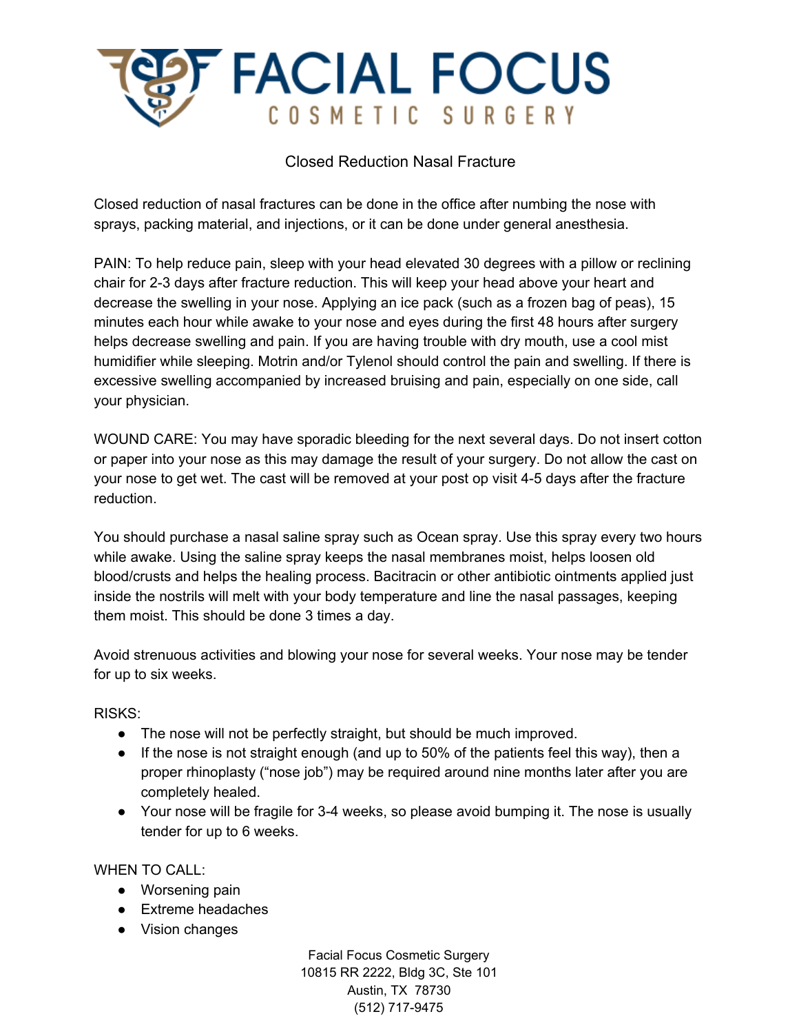# FACIAL FOCUS

COSMETIC SURGERY

## Closed Reduction Nasal Fracture

Closed reduction of nasal fractures can be done in the office after numbing the nose with sprays, packing material, and injections, or it can be done under general anesthesia.

PAIN: To help reduce pain, sleep with your head elevated 30 degrees with a pillow or reclining chair for 2-3 days after fracture reduction. This will keep your head above your heart and decrease the swelling in your nose. Applying an ice pack (such as a frozen bag of peas), 15 minutes each hour while awake to your nose and eyes during the first 48 hours after surgery helps decrease swelling and pain. If you are having trouble with dry mouth, use a cool mist humidifier while sleeping. Motrin and/or Tylenol should control the pain and swelling. If there is excessive swelling accompanied by increased bruising and pain, especially on one side, call your physician.

WOUND CARE: You may have sporadic bleeding for the next several days. Do not insert cotton or paper into your nose as this may damage the result of your surgery. Do not allow the cast on your nose to get wet. The cast will be removed at your post op visit 4-5 days after the fracture reduction.

You should purchase a nasal saline spray such as Ocean spray. Use this spray every two hours while awake. Using the saline spray keeps the nasal membranes moist, helps loosen old blood/crusts and helps the healing process. Bacitracin or other antibiotic ointments applied just inside the nostrils will melt with your body temperature and line the nasal passages, keeping them moist. This should be done 3 times a day.

Avoid strenuous activities and blowing your nose for several weeks. Your nose may be tender for up to six weeks.

RISKS:

- The nose will not be perfectly straight, but should be much improved.
- If the nose is not straight enough (and up to 50% of the patients feel this way), then a proper rhinoplasty ("nose job") may be required around nine months later after you are completely healed.
- Your nose will be fragile for 3-4 weeks, so please avoid bumping it. The nose is usually tender for up to 6 weeks.

WHEN TO CALL:

- Worsening pain
- Extreme headaches
- Vision changes

Facial Focus Cosmetic Surgery
10815 RR 2222, Bldg 3C, Ste 101
Austin, TX 78730
(512) 717-9475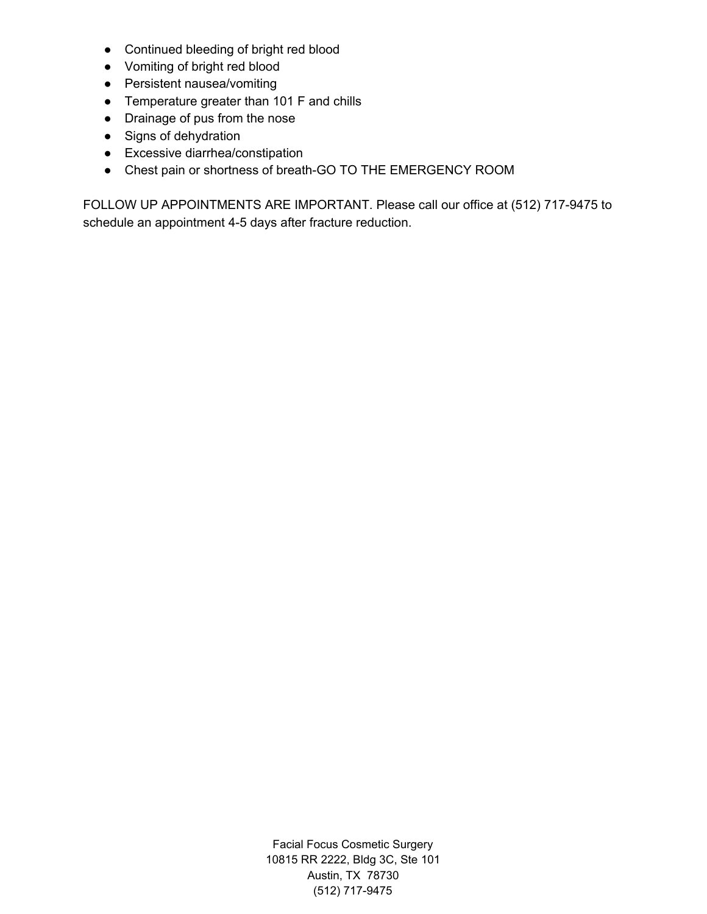- Continued bleeding of bright red blood
- Vomiting of bright red blood
- Persistent nausea/vomiting
- Temperature greater than 101 F and chills
- Drainage of pus from the nose
- Signs of dehydration
- Excessive diarrhea/constipation
- Chest pain or shortness of breath-GO TO THE EMERGENCY ROOM

FOLLOW UP APPOINTMENTS ARE IMPORTANT. Please call our office at (512) 717-9475 to schedule an appointment 4-5 days after fracture reduction.